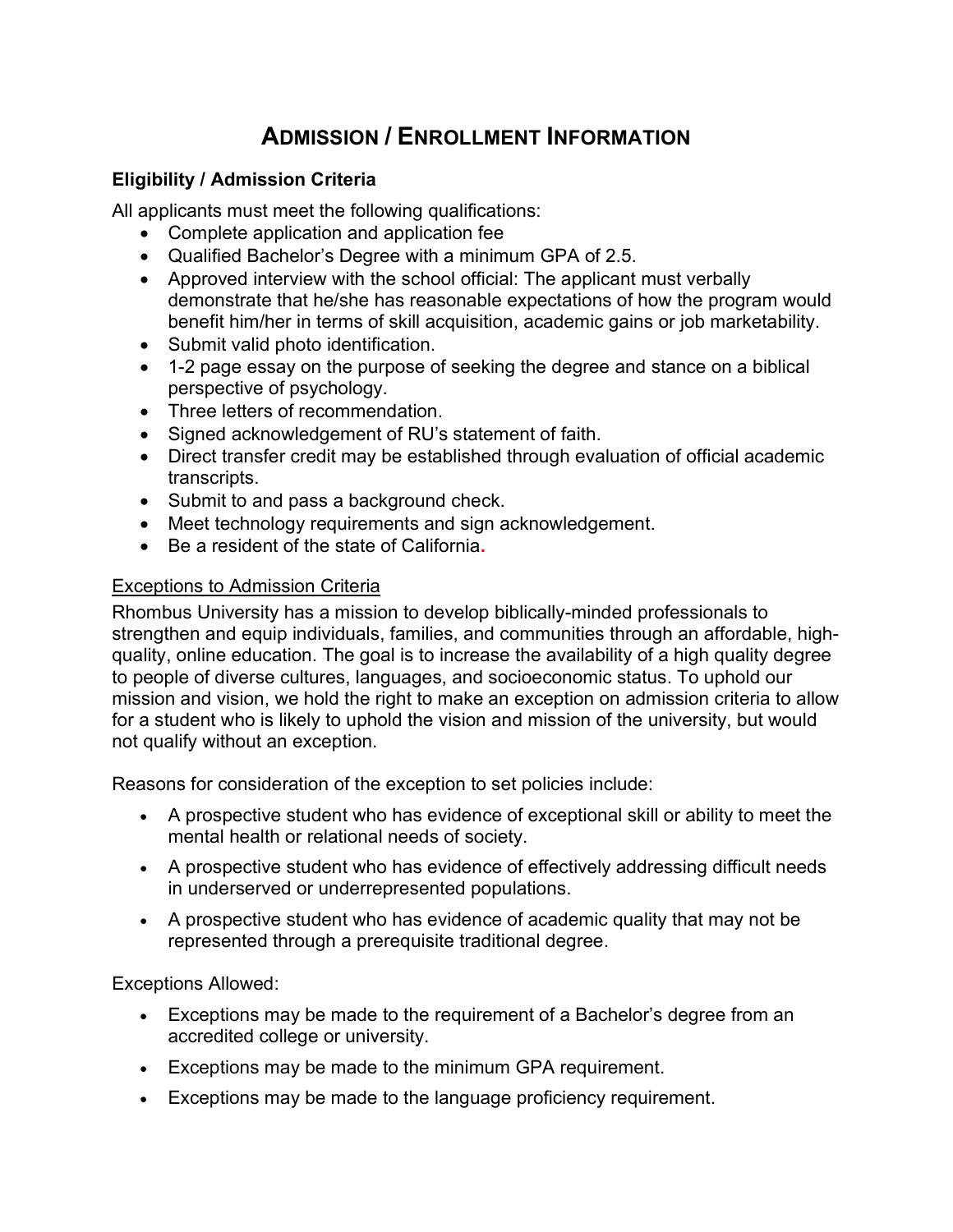# ADMISSION / ENROLLMENT INFORMATION

### Eligibility / Admission Criteria

All applicants must meet the following qualifications:

- Complete application and application fee
- Qualified Bachelor's Degree with a minimum GPA of 2.5.
- Approved interview with the school official: The applicant must verbally demonstrate that he/she has reasonable expectations of how the program would benefit him/her in terms of skill acquisition, academic gains or job marketability.
- Submit valid photo identification.
- 1-2 page essay on the purpose of seeking the degree and stance on a biblical perspective of psychology.
- Three letters of recommendation.
- Signed acknowledgement of RU's statement of faith.
- Direct transfer credit may be established through evaluation of official academic transcripts.
- Submit to and pass a background check.
- Meet technology requirements and sign acknowledgement.
- Be a resident of the state of California.

<u>Exceptions to Admission Criteria</u>

Rhombus University has a mission to develop biblically-minded professionals to strengthen and equip individuals, families, and communities through an affordable, high-quality, online education. The goal is to increase the availability of a high quality degree to people of diverse cultures, languages, and socioeconomic status. To uphold our mission and vision, we hold the right to make an exception on admission criteria to allow for a student who is likely to uphold the vision and mission of the university, but would not qualify without an exception.

Reasons for consideration of the exception to set policies include:

- A prospective student who has evidence of exceptional skill or ability to meet the mental health or relational needs of society.
- A prospective student who has evidence of effectively addressing difficult needs in underserved or underrepresented populations.
- A prospective student who has evidence of academic quality that may not be represented through a prerequisite traditional degree.

Exceptions Allowed:

- Exceptions may be made to the requirement of a Bachelor's degree from an accredited college or university.
- Exceptions may be made to the minimum GPA requirement.
- Exceptions may be made to the language proficiency requirement.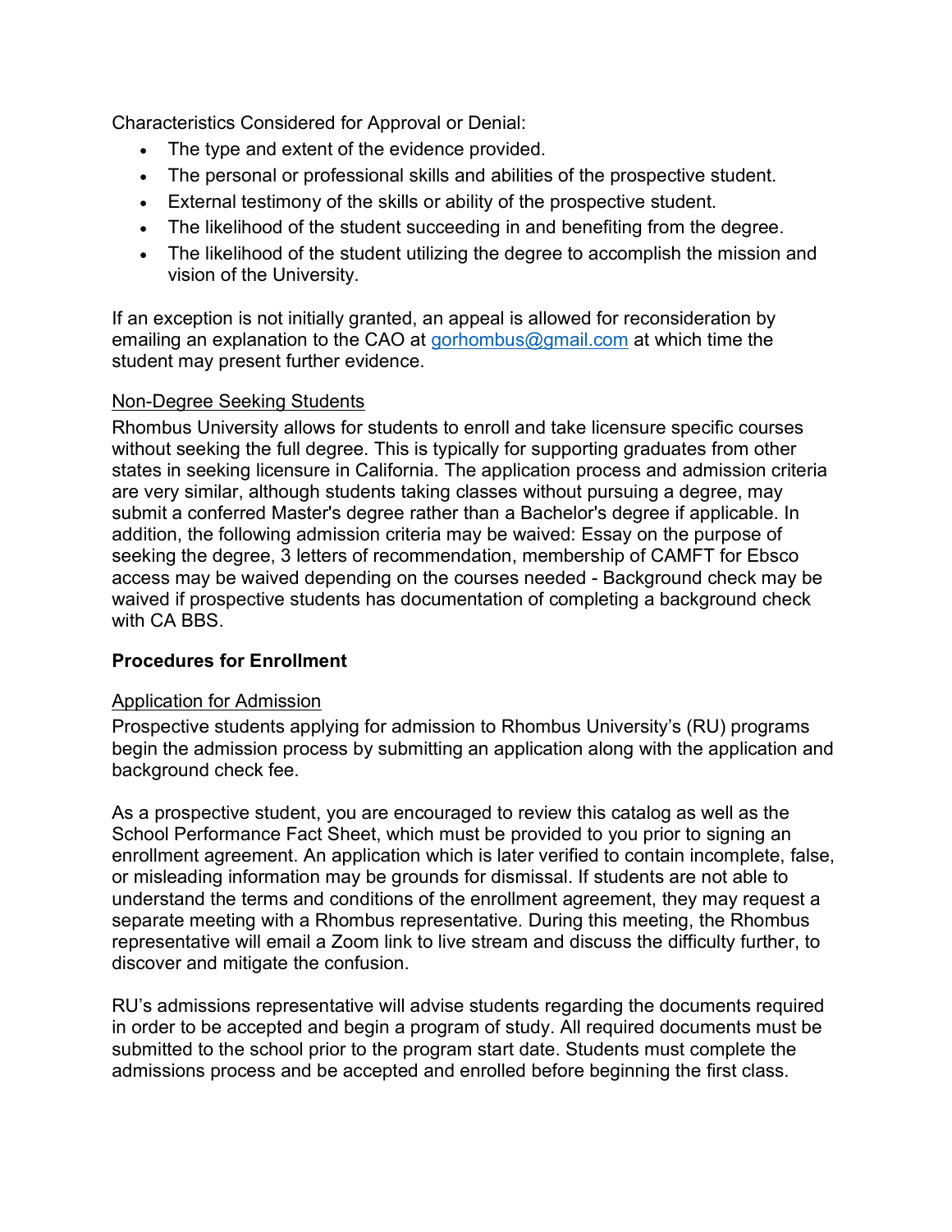Characteristics Considered for Approval or Denial:

- The type and extent of the evidence provided.
- The personal or professional skills and abilities of the prospective student.
- External testimony of the skills or ability of the prospective student.
- The likelihood of the student succeeding in and benefiting from the degree.
- The likelihood of the student utilizing the degree to accomplish the mission and vision of the University.

If an exception is not initially granted, an appeal is allowed for reconsideration by emailing an explanation to the CAO at gorhombus@gmail.com at which time the student may present further evidence.

<u>Non-Degree Seeking Students</u>

Rhombus University allows for students to enroll and take licensure specific courses without seeking the full degree. This is typically for supporting graduates from other states in seeking licensure in California. The application process and admission criteria are very similar, although students taking classes without pursuing a degree, may submit a conferred Master's degree rather than a Bachelor's degree if applicable. In addition, the following admission criteria may be waived: Essay on the purpose of seeking the degree, 3 letters of recommendation, membership of CAMFT for Ebsco access may be waived depending on the courses needed - Background check may be waived if prospective students has documentation of completing a background check with CA BBS.

**Procedures for Enrollment**

<u>Application for Admission</u>

Prospective students applying for admission to Rhombus University's (RU) programs begin the admission process by submitting an application along with the application and background check fee.

As a prospective student, you are encouraged to review this catalog as well as the School Performance Fact Sheet, which must be provided to you prior to signing an enrollment agreement. An application which is later verified to contain incomplete, false, or misleading information may be grounds for dismissal. If students are not able to understand the terms and conditions of the enrollment agreement, they may request a separate meeting with a Rhombus representative. During this meeting, the Rhombus representative will email a Zoom link to live stream and discuss the difficulty further, to discover and mitigate the confusion.

RU's admissions representative will advise students regarding the documents required in order to be accepted and begin a program of study. All required documents must be submitted to the school prior to the program start date. Students must complete the admissions process and be accepted and enrolled before beginning the first class.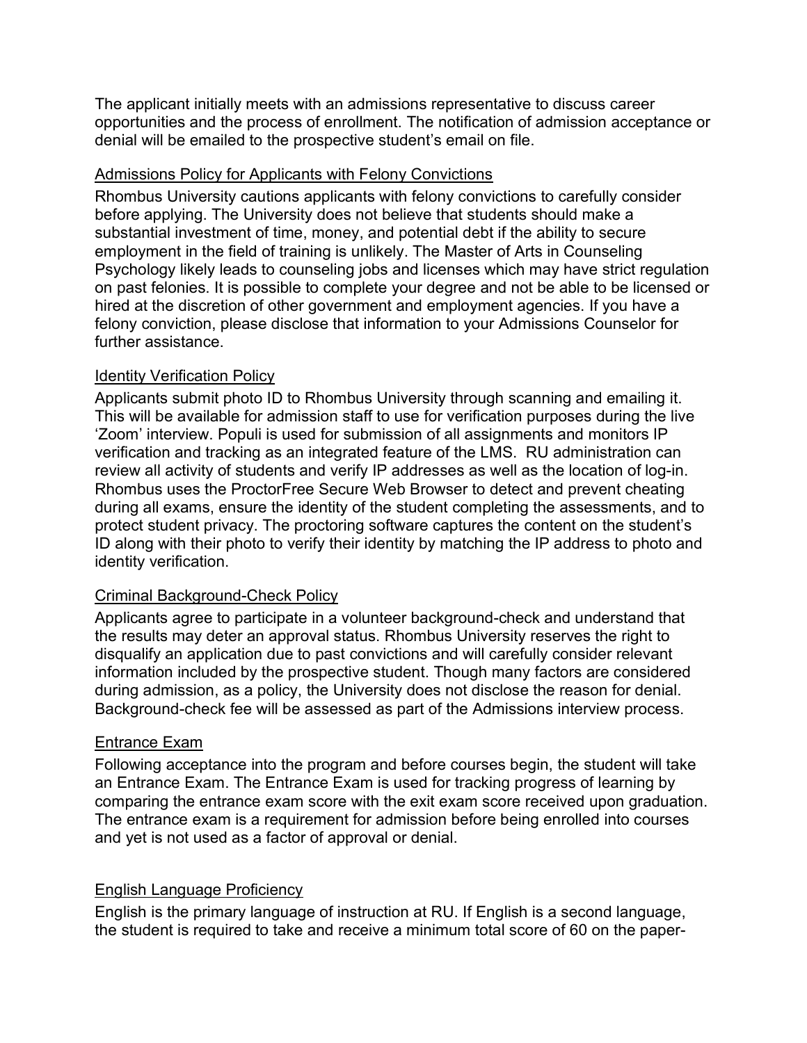The applicant initially meets with an admissions representative to discuss career opportunities and the process of enrollment. The notification of admission acceptance or denial will be emailed to the prospective student's email on file.

## Admissions Policy for Applicants with Felony Convictions

Rhombus University cautions applicants with felony convictions to carefully consider before applying. The University does not believe that students should make a substantial investment of time, money, and potential debt if the ability to secure employment in the field of training is unlikely. The Master of Arts in Counseling Psychology likely leads to counseling jobs and licenses which may have strict regulation on past felonies. It is possible to complete your degree and not be able to be licensed or hired at the discretion of other government and employment agencies. If you have a felony conviction, please disclose that information to your Admissions Counselor for further assistance.

## Identity Verification Policy

Applicants submit photo ID to Rhombus University through scanning and emailing it. This will be available for admission staff to use for verification purposes during the live 'Zoom' interview. Populi is used for submission of all assignments and monitors IP verification and tracking as an integrated feature of the LMS. RU administration can review all activity of students and verify IP addresses as well as the location of log-in. Rhombus uses the ProctorFree Secure Web Browser to detect and prevent cheating during all exams, ensure the identity of the student completing the assessments, and to protect student privacy. The proctoring software captures the content on the student's ID along with their photo to verify their identity by matching the IP address to photo and identity verification.

## Criminal Background-Check Policy

Applicants agree to participate in a volunteer background-check and understand that the results may deter an approval status. Rhombus University reserves the right to disqualify an application due to past convictions and will carefully consider relevant information included by the prospective student. Though many factors are considered during admission, as a policy, the University does not disclose the reason for denial. Background-check fee will be assessed as part of the Admissions interview process.

## Entrance Exam

Following acceptance into the program and before courses begin, the student will take an Entrance Exam. The Entrance Exam is used for tracking progress of learning by comparing the entrance exam score with the exit exam score received upon graduation. The entrance exam is a requirement for admission before being enrolled into courses and yet is not used as a factor of approval or denial.

## English Language Proficiency

English is the primary language of instruction at RU. If English is a second language, the student is required to take and receive a minimum total score of 60 on the paper-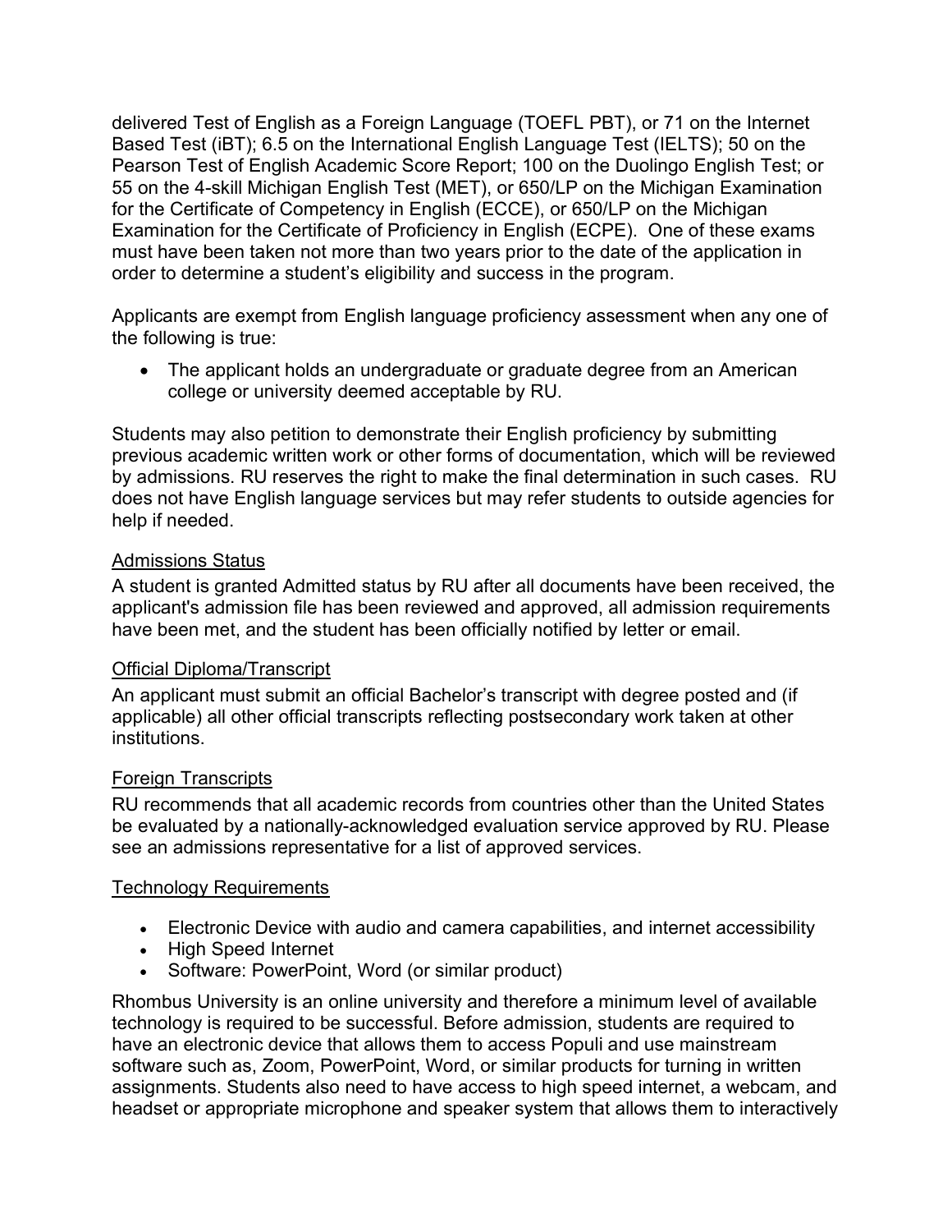delivered Test of English as a Foreign Language (TOEFL PBT), or 71 on the Internet Based Test (iBT); 6.5 on the International English Language Test (IELTS); 50 on the Pearson Test of English Academic Score Report; 100 on the Duolingo English Test; or 55 on the 4-skill Michigan English Test (MET), or 650/LP on the Michigan Examination for the Certificate of Competency in English (ECCE), or 650/LP on the Michigan Examination for the Certificate of Proficiency in English (ECPE). One of these exams must have been taken not more than two years prior to the date of the application in order to determine a student's eligibility and success in the program.

Applicants are exempt from English language proficiency assessment when any one of the following is true:

- The applicant holds an undergraduate or graduate degree from an American college or university deemed acceptable by RU.

Students may also petition to demonstrate their English proficiency by submitting previous academic written work or other forms of documentation, which will be reviewed by admissions. RU reserves the right to make the final determination in such cases. RU does not have English language services but may refer students to outside agencies for help if needed.

<u>Admissions Status</u>

A student is granted Admitted status by RU after all documents have been received, the applicant's admission file has been reviewed and approved, all admission requirements have been met, and the student has been officially notified by letter or email.

<u>Official Diploma/Transcript</u>

An applicant must submit an official Bachelor's transcript with degree posted and (if applicable) all other official transcripts reflecting postsecondary work taken at other institutions.

<u>Foreign Transcripts</u>

RU recommends that all academic records from countries other than the United States be evaluated by a nationally-acknowledged evaluation service approved by RU. Please see an admissions representative for a list of approved services.

<u>Technology Requirements</u>

- Electronic Device with audio and camera capabilities, and internet accessibility
- High Speed Internet
- Software: PowerPoint, Word (or similar product)

Rhombus University is an online university and therefore a minimum level of available technology is required to be successful. Before admission, students are required to have an electronic device that allows them to access Populi and use mainstream software such as, Zoom, PowerPoint, Word, or similar products for turning in written assignments. Students also need to have access to high speed internet, a webcam, and headset or appropriate microphone and speaker system that allows them to interactively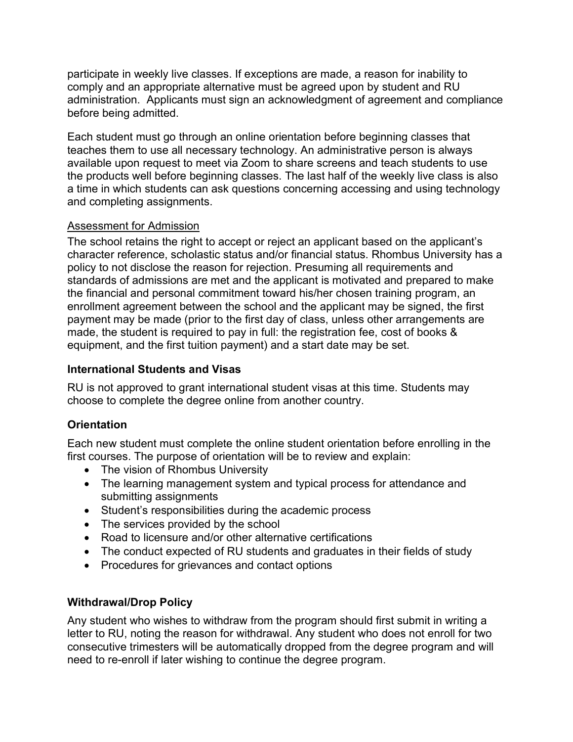participate in weekly live classes. If exceptions are made, a reason for inability to comply and an appropriate alternative must be agreed upon by student and RU administration. Applicants must sign an acknowledgment of agreement and compliance before being admitted.

Each student must go through an online orientation before beginning classes that teaches them to use all necessary technology. An administrative person is always available upon request to meet via Zoom to share screens and teach students to use the products well before beginning classes. The last half of the weekly live class is also a time in which students can ask questions concerning accessing and using technology and completing assignments.

<u>Assessment for Admission</u>

The school retains the right to accept or reject an applicant based on the applicant's character reference, scholastic status and/or financial status. Rhombus University has a policy to not disclose the reason for rejection. Presuming all requirements and standards of admissions are met and the applicant is motivated and prepared to make the financial and personal commitment toward his/her chosen training program, an enrollment agreement between the school and the applicant may be signed, the first payment may be made (prior to the first day of class, unless other arrangements are made, the student is required to pay in full: the registration fee, cost of books & equipment, and the first tuition payment) and a start date may be set.

### International Students and Visas

RU is not approved to grant international student visas at this time. Students may choose to complete the degree online from another country.

### Orientation

Each new student must complete the online student orientation before enrolling in the first courses. The purpose of orientation will be to review and explain:

- The vision of Rhombus University
- The learning management system and typical process for attendance and submitting assignments
- Student's responsibilities during the academic process
- The services provided by the school
- Road to licensure and/or other alternative certifications
- The conduct expected of RU students and graduates in their fields of study
- Procedures for grievances and contact options

### Withdrawal/Drop Policy

Any student who wishes to withdraw from the program should first submit in writing a letter to RU, noting the reason for withdrawal. Any student who does not enroll for two consecutive trimesters will be automatically dropped from the degree program and will need to re-enroll if later wishing to continue the degree program.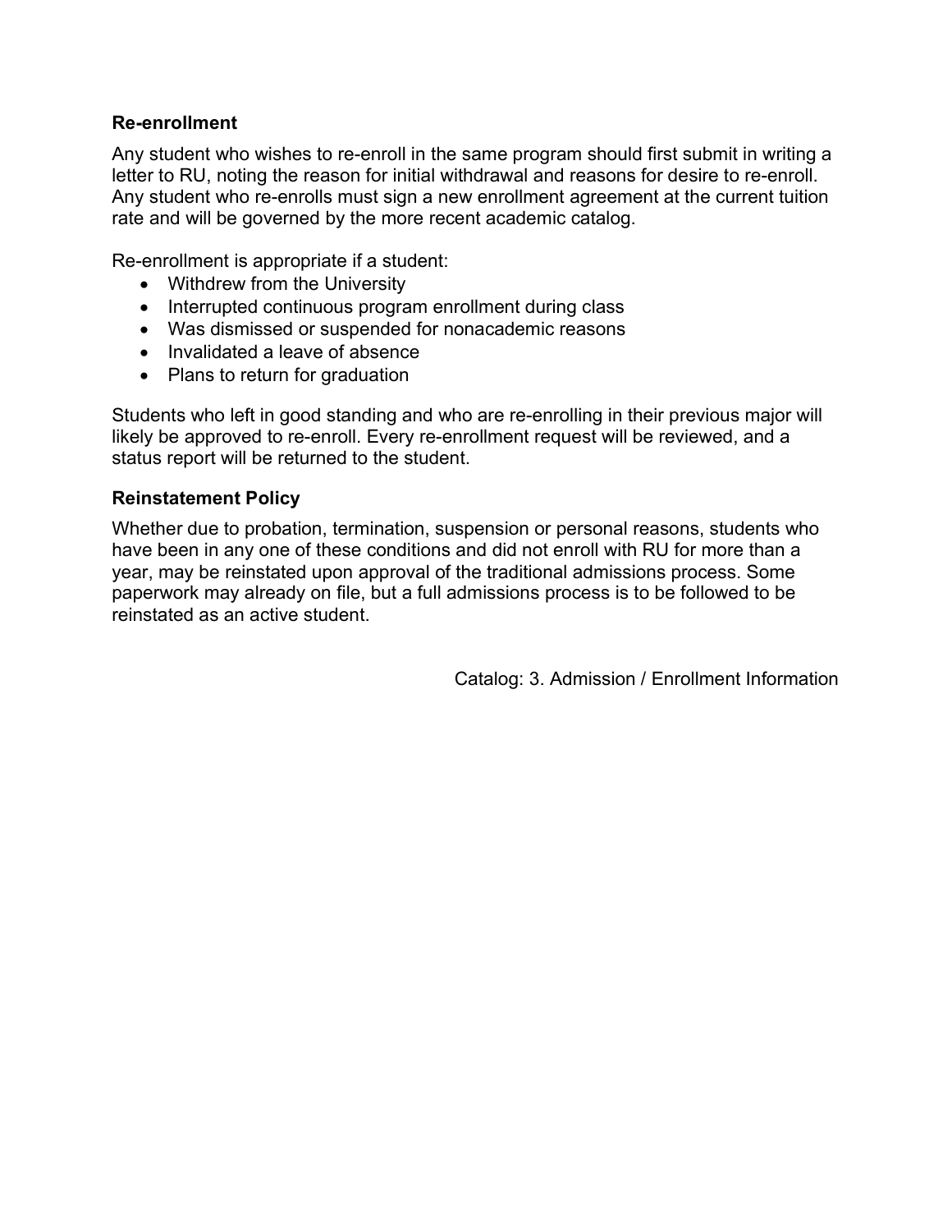**Re-enrollment**

Any student who wishes to re-enroll in the same program should first submit in writing a letter to RU, noting the reason for initial withdrawal and reasons for desire to re-enroll. Any student who re-enrolls must sign a new enrollment agreement at the current tuition rate and will be governed by the more recent academic catalog.

Re-enrollment is appropriate if a student:

- Withdrew from the University
- Interrupted continuous program enrollment during class
- Was dismissed or suspended for nonacademic reasons
- Invalidated a leave of absence
- Plans to return for graduation

Students who left in good standing and who are re-enrolling in their previous major will likely be approved to re-enroll. Every re-enrollment request will be reviewed, and a status report will be returned to the student.

**Reinstatement Policy**

Whether due to probation, termination, suspension or personal reasons, students who have been in any one of these conditions and did not enroll with RU for more than a year, may be reinstated upon approval of the traditional admissions process. Some paperwork may already on file, but a full admissions process is to be followed to be reinstated as an active student.

Catalog: 3. Admission / Enrollment Information